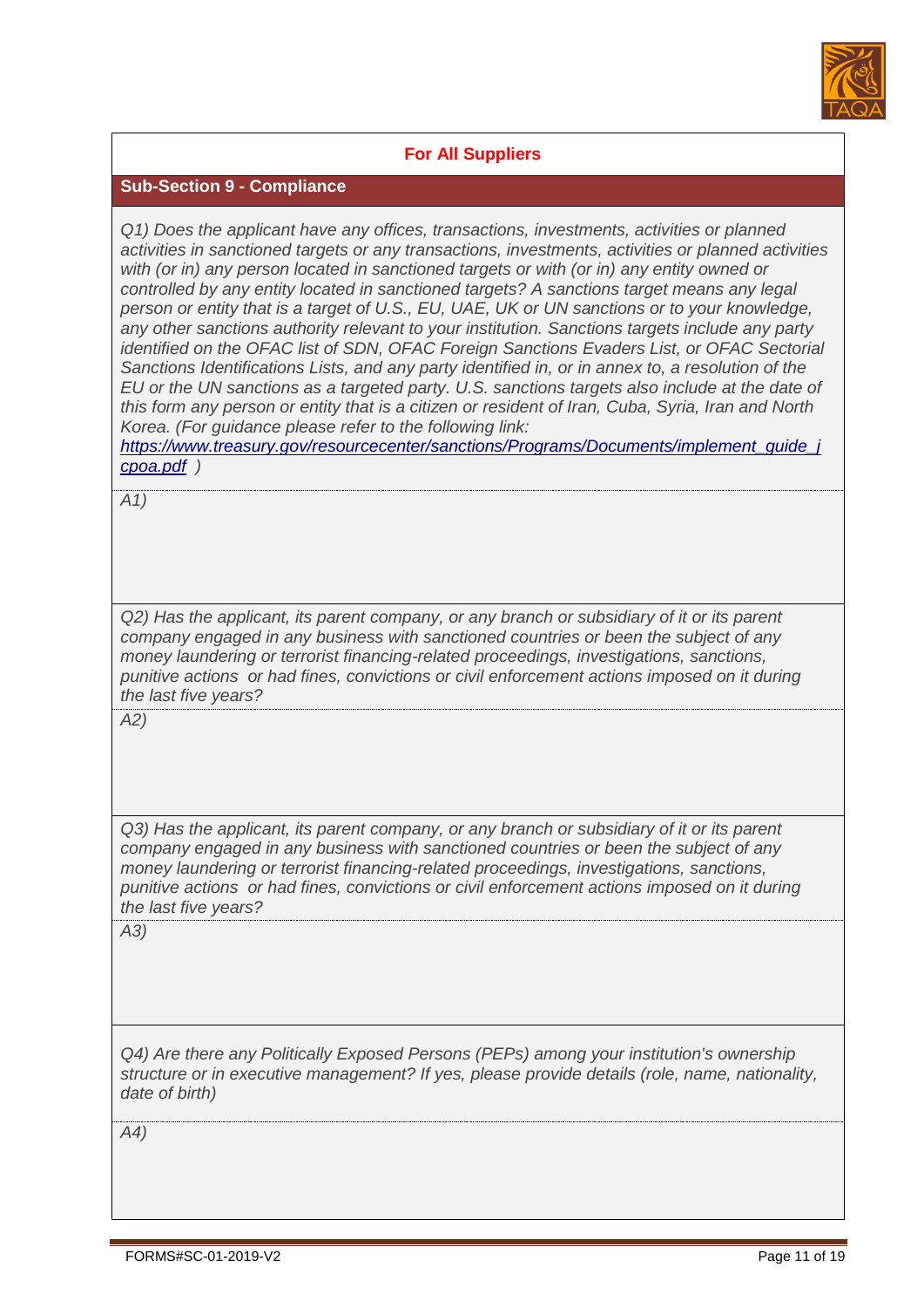**For All Suppliers**

## Sub-Section 9 - Compliance

*Q1) Does the applicant have any offices, transactions, investments, activities or planned activities in sanctioned targets or any transactions, investments, activities or planned activities with (or in) any person located in sanctioned targets or with (or in) any entity owned or controlled by any entity located in sanctioned targets? A sanctions target means any legal person or entity that is a target of U.S., EU, UAE, UK or UN sanctions or to your knowledge, any other sanctions authority relevant to your institution. Sanctions targets include any party identified on the OFAC list of SDN, OFAC Foreign Sanctions Evaders List, or OFAC Sectorial Sanctions Identifications Lists, and any party identified in, or in annex to, a resolution of the EU or the UN sanctions as a targeted party. U.S. sanctions targets also include at the date of this form any person or entity that is a citizen or resident of Iran, Cuba, Syria, Iran and North Korea. (For guidance please refer to the following link: [https://www.treasury.gov/resourcecenter/sanctions/Programs/Documents/implement_guide_jcpoa.pdf](https://www.treasury.gov/resourcecenter/sanctions/Programs/Documents/implement_guide_jcpoa.pdf) )*

*A1)*

*Q2) Has the applicant, its parent company, or any branch or subsidiary of it or its parent company engaged in any business with sanctioned countries or been the subject of any money laundering or terrorist financing-related proceedings, investigations, sanctions, punitive actions or had fines, convictions or civil enforcement actions imposed on it during the last five years?*

*A2)*

*Q3) Has the applicant, its parent company, or any branch or subsidiary of it or its parent company engaged in any business with sanctioned countries or been the subject of any money laundering or terrorist financing-related proceedings, investigations, sanctions, punitive actions or had fines, convictions or civil enforcement actions imposed on it during the last five years?*

*A3)*

*Q4) Are there any Politically Exposed Persons (PEPs) among your institution's ownership structure or in executive management? If yes, please provide details (role, name, nationality, date of birth)*

*A4)*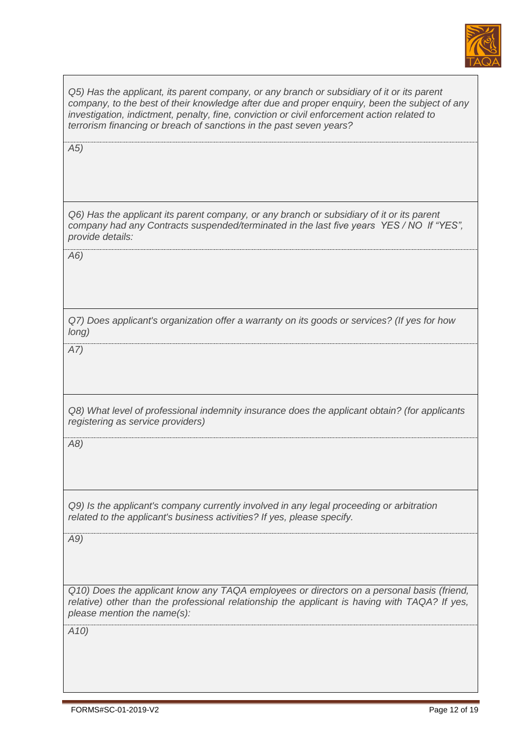*Q5) Has the applicant, its parent company, or any branch or subsidiary of it or its parent company, to the best of their knowledge after due and proper enquiry, been the subject of any investigation, indictment, penalty, fine, conviction or civil enforcement action related to terrorism financing or breach of sanctions in the past seven years?*

*A5)*

*Q6) Has the applicant its parent company, or any branch or subsidiary of it or its parent company had any Contracts suspended/terminated in the last five years YES / NO If "YES", provide details:*

*A6)*

*Q7) Does applicant's organization offer a warranty on its goods or services? (If yes for how long)*

*A7)*

*Q8) What level of professional indemnity insurance does the applicant obtain? (for applicants registering as service providers)*

*A8)*

*Q9) Is the applicant's company currently involved in any legal proceeding or arbitration related to the applicant's business activities? If yes, please specify.*

*A9)*

*Q10) Does the applicant know any TAQA employees or directors on a personal basis (friend, relative) other than the professional relationship the applicant is having with TAQA? If yes, please mention the name(s):*

*A10)*

FORMS#SC-01-2019-V2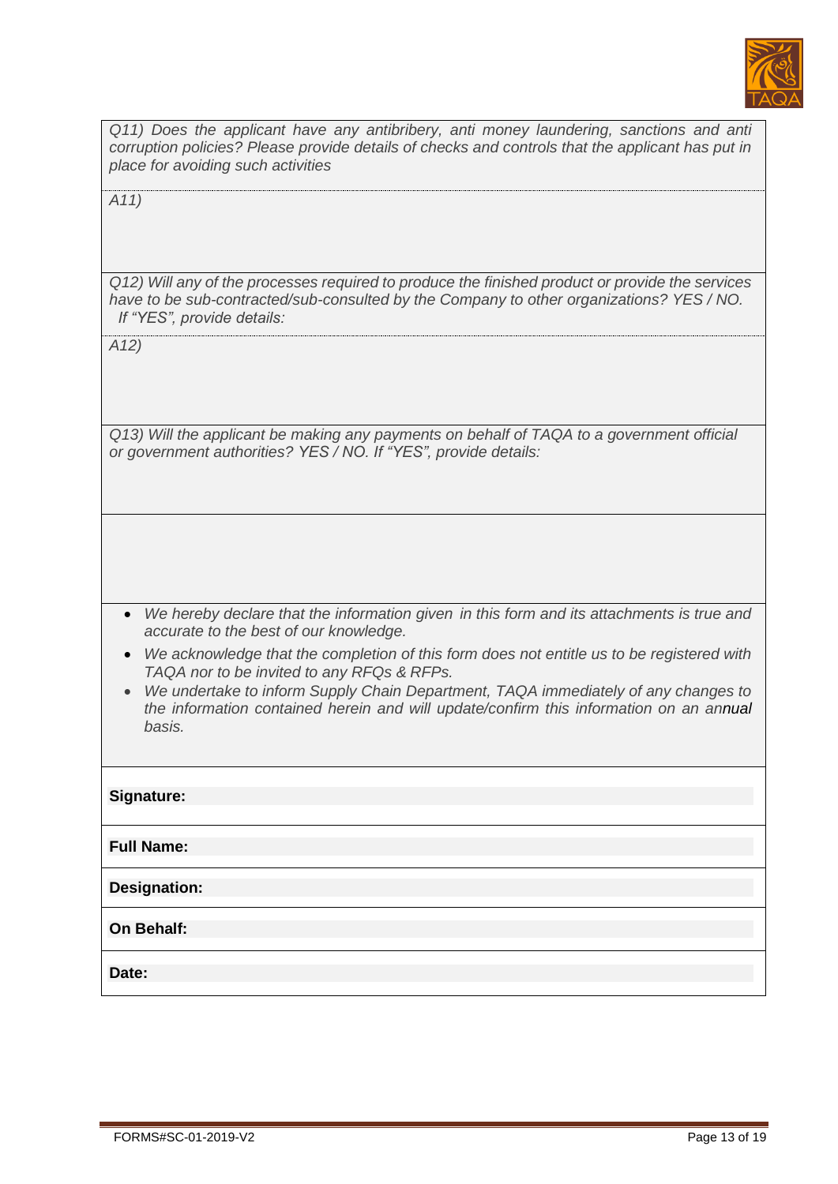*Q11) Does the applicant have any antibribery, anti money laundering, sanctions and anti corruption policies? Please provide details of checks and controls that the applicant has put in place for avoiding such activities*

*A11)*

*Q12) Will any of the processes required to produce the finished product or provide the services have to be sub-contracted/sub-consulted by the Company to other organizations? YES / NO. If "YES", provide details:*

*A12)*

*Q13) Will the applicant be making any payments on behalf of TAQA to a government official or government authorities? YES / NO. If "YES", provide details:*

- *We hereby declare that the information given in this form and its attachments is true and accurate to the best of our knowledge.*
- *We acknowledge that the completion of this form does not entitle us to be registered with TAQA nor to be invited to any RFQs & RFPs.*
- *We undertake to inform Supply Chain Department, TAQA immediately of any changes to the information contained herein and will update/confirm this information on an annual basis.*

| | |
|---|---|
| **Signature:** | |
| **Full Name:** | |
| **Designation:** | |
| **On Behalf:** | |
| **Date:** | |

FORMS#SC-01-2019-V2